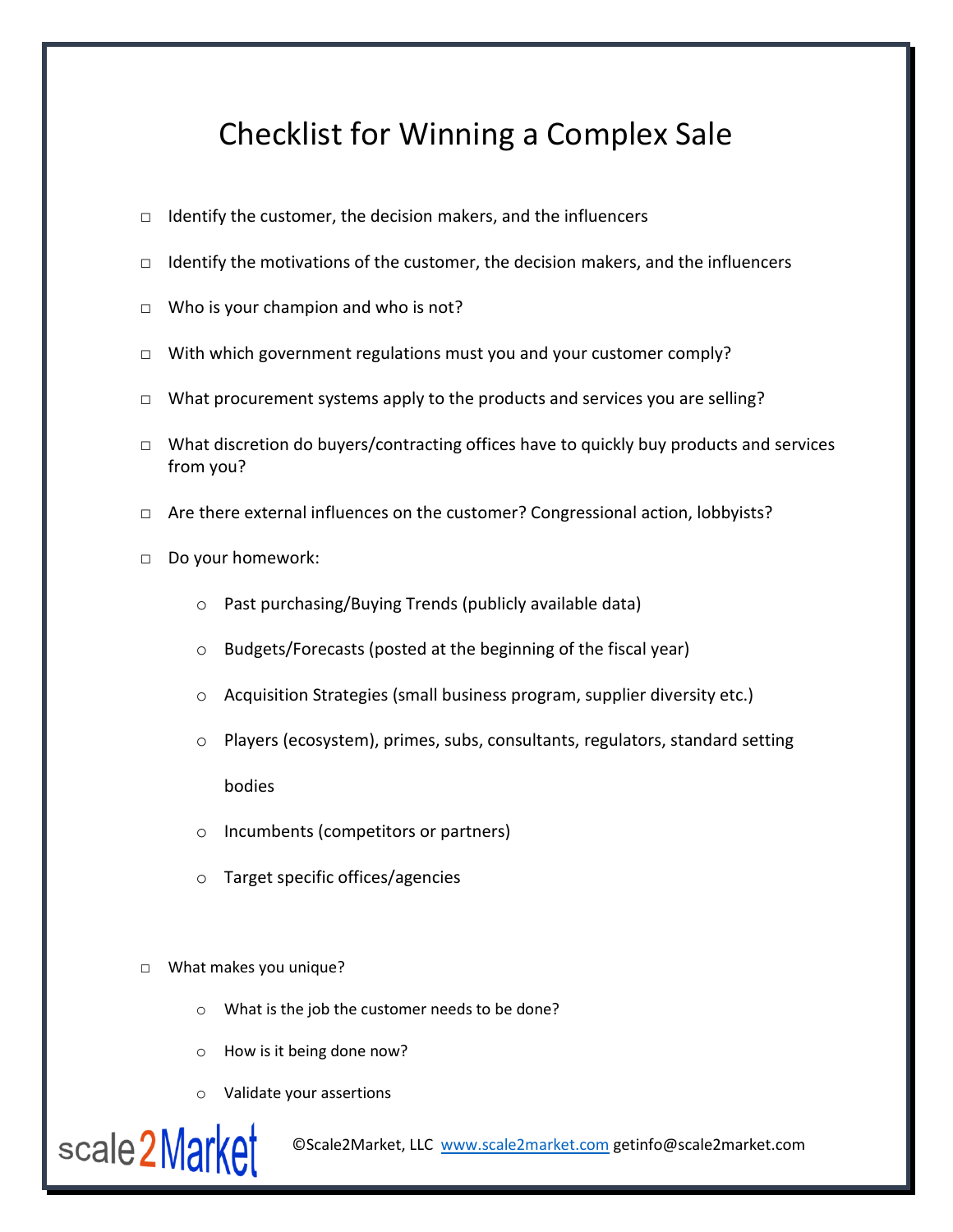# Checklist for Winning a Complex Sale

- ☐ Identify the customer, the decision makers, and the influencers
- ☐ Identify the motivations of the customer, the decision makers, and the influencers
- ☐ Who is your champion and who is not?
- ☐ With which government regulations must you and your customer comply?
- ☐ What procurement systems apply to the products and services you are selling?
- ☐ What discretion do buyers/contracting offices have to quickly buy products and services from you?
- ☐ Are there external influences on the customer? Congressional action, lobbyists?
- ☐ Do your homework:
  - Past purchasing/Buying Trends (publicly available data)
  - Budgets/Forecasts (posted at the beginning of the fiscal year)
  - Acquisition Strategies (small business program, supplier diversity etc.)
  - Players (ecosystem), primes, subs, consultants, regulators, standard setting bodies
  - Incumbents (competitors or partners)
  - Target specific offices/agencies
- ☐ What makes you unique?
  - What is the job the customer needs to be done?
  - How is it being done now?
  - Validate your assertions

scale2Market ©Scale2Market, LLC www.scale2market.com getinfo@scale2market.com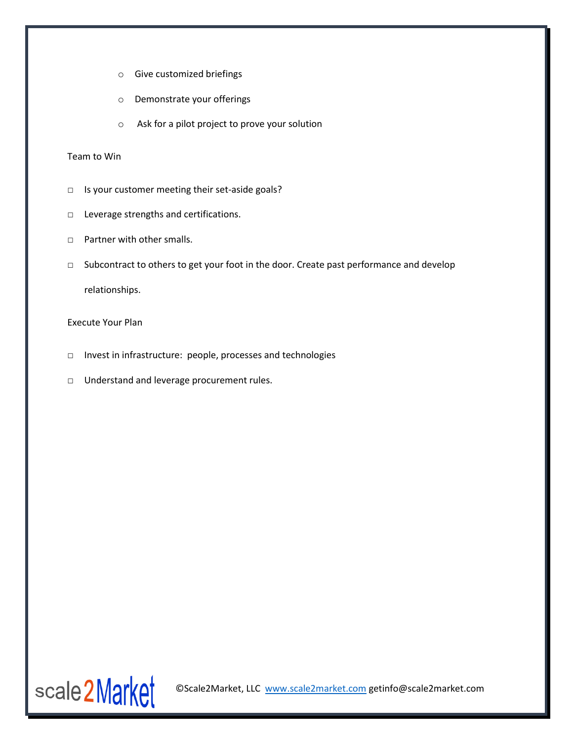- Give customized briefings
   - Demonstrate your offerings
   - Ask for a pilot project to prove your solution

Team to Win

- □ Is your customer meeting their set-aside goals?
- □ Leverage strengths and certifications.
- □ Partner with other smalls.
- □ Subcontract to others to get your foot in the door. Create past performance and develop relationships.

Execute Your Plan

- □ Invest in infrastructure: people, processes and technologies
- □ Understand and leverage procurement rules.

scale2Market ©Scale2Market, LLC www.scale2market.com getinfo@scale2market.com